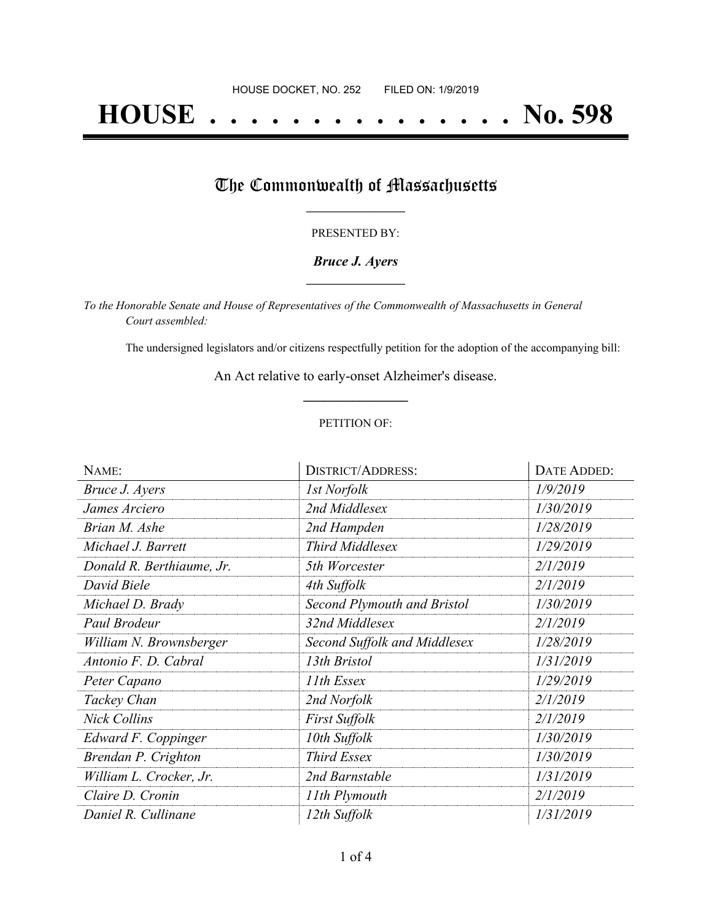HOUSE DOCKET, NO. 252 FILED ON: 1/9/2019

# HOUSE . . . . . . . . . . . . . . . No. 598

## The Commonwealth of Massachusetts

PRESENTED BY:

***Bruce J. Ayers***

*To the Honorable Senate and House of Representatives of the Commonwealth of Massachusetts in General Court assembled:*

The undersigned legislators and/or citizens respectfully petition for the adoption of the accompanying bill:

An Act relative to early-onset Alzheimer's disease.

PETITION OF:

| NAME: | DISTRICT/ADDRESS: | DATE ADDED: |
| --- | --- | --- |
| *Bruce J. Ayers* | *1st Norfolk* | *1/9/2019* |
| *James Arciero* | *2nd Middlesex* | *1/30/2019* |
| *Brian M. Ashe* | *2nd Hampden* | *1/28/2019* |
| *Michael J. Barrett* | *Third Middlesex* | *1/29/2019* |
| *Donald R. Berthiaume, Jr.* | *5th Worcester* | *2/1/2019* |
| *David Biele* | *4th Suffolk* | *2/1/2019* |
| *Michael D. Brady* | *Second Plymouth and Bristol* | *1/30/2019* |
| *Paul Brodeur* | *32nd Middlesex* | *2/1/2019* |
| *William N. Brownsberger* | *Second Suffolk and Middlesex* | *1/28/2019* |
| *Antonio F. D. Cabral* | *13th Bristol* | *1/31/2019* |
| *Peter Capano* | *11th Essex* | *1/29/2019* |
| *Tackey Chan* | *2nd Norfolk* | *2/1/2019* |
| *Nick Collins* | *First Suffolk* | *2/1/2019* |
| *Edward F. Coppinger* | *10th Suffolk* | *1/30/2019* |
| *Brendan P. Crighton* | *Third Essex* | *1/30/2019* |
| *William L. Crocker, Jr.* | *2nd Barnstable* | *1/31/2019* |
| *Claire D. Cronin* | *11th Plymouth* | *2/1/2019* |
| *Daniel R. Cullinane* | *12th Suffolk* | *1/31/2019* |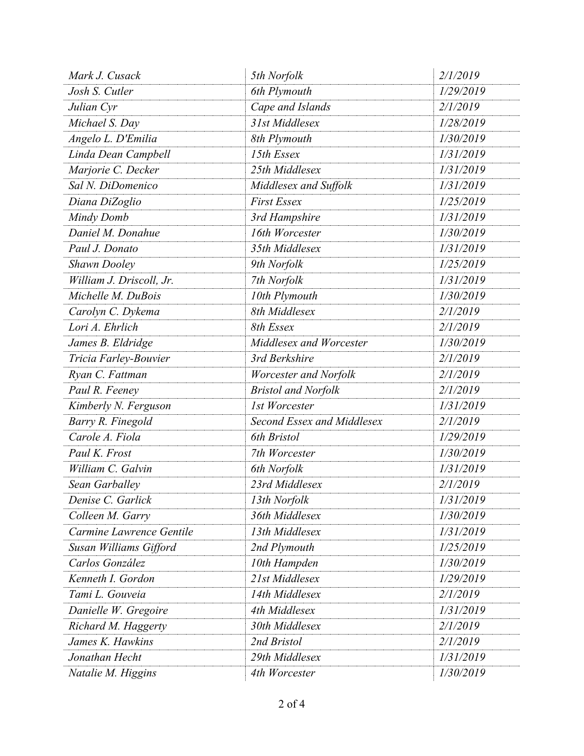| | | |
|---|---|---|
| *Mark J. Cusack* | *5th Norfolk* | *2/1/2019* |
| *Josh S. Cutler* | *6th Plymouth* | *1/29/2019* |
| *Julian Cyr* | *Cape and Islands* | *2/1/2019* |
| *Michael S. Day* | *31st Middlesex* | *1/28/2019* |
| *Angelo L. D'Emilia* | *8th Plymouth* | *1/30/2019* |
| *Linda Dean Campbell* | *15th Essex* | *1/31/2019* |
| *Marjorie C. Decker* | *25th Middlesex* | *1/31/2019* |
| *Sal N. DiDomenico* | *Middlesex and Suffolk* | *1/31/2019* |
| *Diana DiZoglio* | *First Essex* | *1/25/2019* |
| *Mindy Domb* | *3rd Hampshire* | *1/31/2019* |
| *Daniel M. Donahue* | *16th Worcester* | *1/30/2019* |
| *Paul J. Donato* | *35th Middlesex* | *1/31/2019* |
| *Shawn Dooley* | *9th Norfolk* | *1/25/2019* |
| *William J. Driscoll, Jr.* | *7th Norfolk* | *1/31/2019* |
| *Michelle M. DuBois* | *10th Plymouth* | *1/30/2019* |
| *Carolyn C. Dykema* | *8th Middlesex* | *2/1/2019* |
| *Lori A. Ehrlich* | *8th Essex* | *2/1/2019* |
| *James B. Eldridge* | *Middlesex and Worcester* | *1/30/2019* |
| *Tricia Farley-Bouvier* | *3rd Berkshire* | *2/1/2019* |
| *Ryan C. Fattman* | *Worcester and Norfolk* | *2/1/2019* |
| *Paul R. Feeney* | *Bristol and Norfolk* | *2/1/2019* |
| *Kimberly N. Ferguson* | *1st Worcester* | *1/31/2019* |
| *Barry R. Finegold* | *Second Essex and Middlesex* | *2/1/2019* |
| *Carole A. Fiola* | *6th Bristol* | *1/29/2019* |
| *Paul K. Frost* | *7th Worcester* | *1/30/2019* |
| *William C. Galvin* | *6th Norfolk* | *1/31/2019* |
| *Sean Garballey* | *23rd Middlesex* | *2/1/2019* |
| *Denise C. Garlick* | *13th Norfolk* | *1/31/2019* |
| *Colleen M. Garry* | *36th Middlesex* | *1/30/2019* |
| *Carmine Lawrence Gentile* | *13th Middlesex* | *1/31/2019* |
| *Susan Williams Gifford* | *2nd Plymouth* | *1/25/2019* |
| *Carlos González* | *10th Hampden* | *1/30/2019* |
| *Kenneth I. Gordon* | *21st Middlesex* | *1/29/2019* |
| *Tami L. Gouveia* | *14th Middlesex* | *2/1/2019* |
| *Danielle W. Gregoire* | *4th Middlesex* | *1/31/2019* |
| *Richard M. Haggerty* | *30th Middlesex* | *2/1/2019* |
| *James K. Hawkins* | *2nd Bristol* | *2/1/2019* |
| *Jonathan Hecht* | *29th Middlesex* | *1/31/2019* |
| *Natalie M. Higgins* | *4th Worcester* | *1/30/2019* |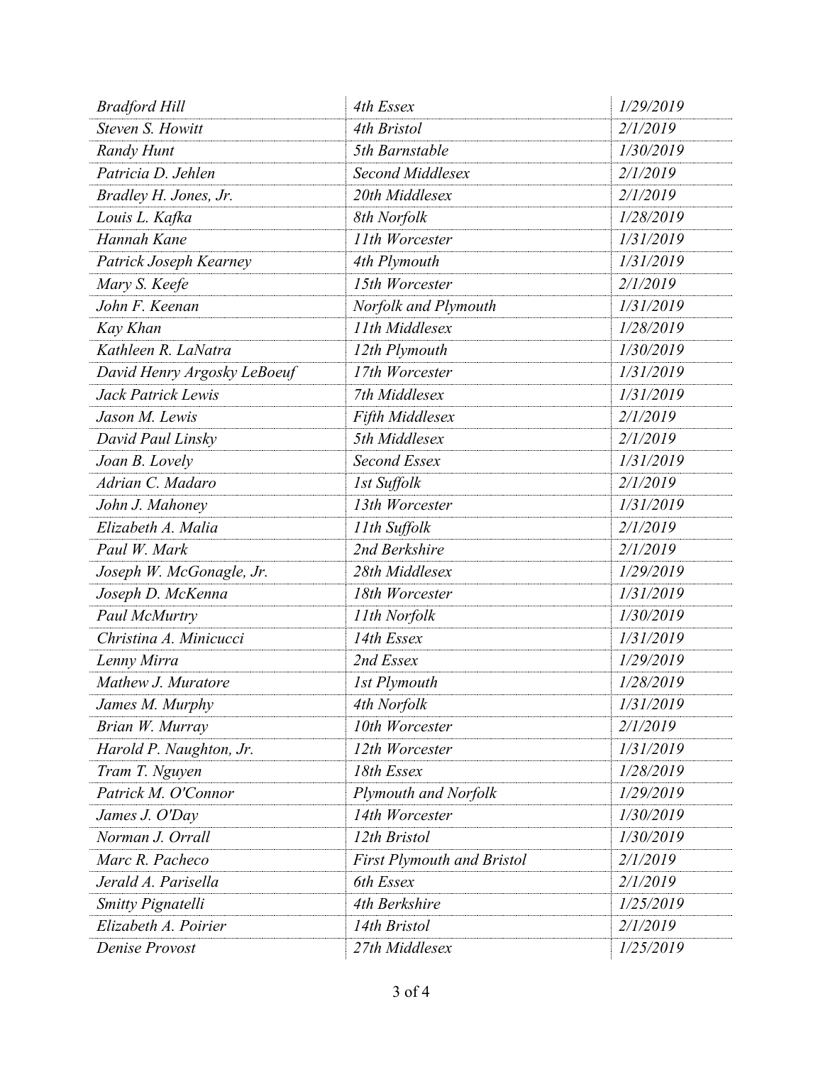| | | |
|---|---|---|
| *Bradford Hill* | *4th Essex* | *1/29/2019* |
| *Steven S. Howitt* | *4th Bristol* | *2/1/2019* |
| *Randy Hunt* | *5th Barnstable* | *1/30/2019* |
| *Patricia D. Jehlen* | *Second Middlesex* | *2/1/2019* |
| *Bradley H. Jones, Jr.* | *20th Middlesex* | *2/1/2019* |
| *Louis L. Kafka* | *8th Norfolk* | *1/28/2019* |
| *Hannah Kane* | *11th Worcester* | *1/31/2019* |
| *Patrick Joseph Kearney* | *4th Plymouth* | *1/31/2019* |
| *Mary S. Keefe* | *15th Worcester* | *2/1/2019* |
| *John F. Keenan* | *Norfolk and Plymouth* | *1/31/2019* |
| *Kay Khan* | *11th Middlesex* | *1/28/2019* |
| *Kathleen R. LaNatra* | *12th Plymouth* | *1/30/2019* |
| *David Henry Argosky LeBoeuf* | *17th Worcester* | *1/31/2019* |
| *Jack Patrick Lewis* | *7th Middlesex* | *1/31/2019* |
| *Jason M. Lewis* | *Fifth Middlesex* | *2/1/2019* |
| *David Paul Linsky* | *5th Middlesex* | *2/1/2019* |
| *Joan B. Lovely* | *Second Essex* | *1/31/2019* |
| *Adrian C. Madaro* | *1st Suffolk* | *2/1/2019* |
| *John J. Mahoney* | *13th Worcester* | *1/31/2019* |
| *Elizabeth A. Malia* | *11th Suffolk* | *2/1/2019* |
| *Paul W. Mark* | *2nd Berkshire* | *2/1/2019* |
| *Joseph W. McGonagle, Jr.* | *28th Middlesex* | *1/29/2019* |
| *Joseph D. McKenna* | *18th Worcester* | *1/31/2019* |
| *Paul McMurtry* | *11th Norfolk* | *1/30/2019* |
| *Christina A. Minicucci* | *14th Essex* | *1/31/2019* |
| *Lenny Mirra* | *2nd Essex* | *1/29/2019* |
| *Mathew J. Muratore* | *1st Plymouth* | *1/28/2019* |
| *James M. Murphy* | *4th Norfolk* | *1/31/2019* |
| *Brian W. Murray* | *10th Worcester* | *2/1/2019* |
| *Harold P. Naughton, Jr.* | *12th Worcester* | *1/31/2019* |
| *Tram T. Nguyen* | *18th Essex* | *1/28/2019* |
| *Patrick M. O'Connor* | *Plymouth and Norfolk* | *1/29/2019* |
| *James J. O'Day* | *14th Worcester* | *1/30/2019* |
| *Norman J. Orrall* | *12th Bristol* | *1/30/2019* |
| *Marc R. Pacheco* | *First Plymouth and Bristol* | *2/1/2019* |
| *Jerald A. Parisella* | *6th Essex* | *2/1/2019* |
| *Smitty Pignatelli* | *4th Berkshire* | *1/25/2019* |
| *Elizabeth A. Poirier* | *14th Bristol* | *2/1/2019* |
| *Denise Provost* | *27th Middlesex* | *1/25/2019* |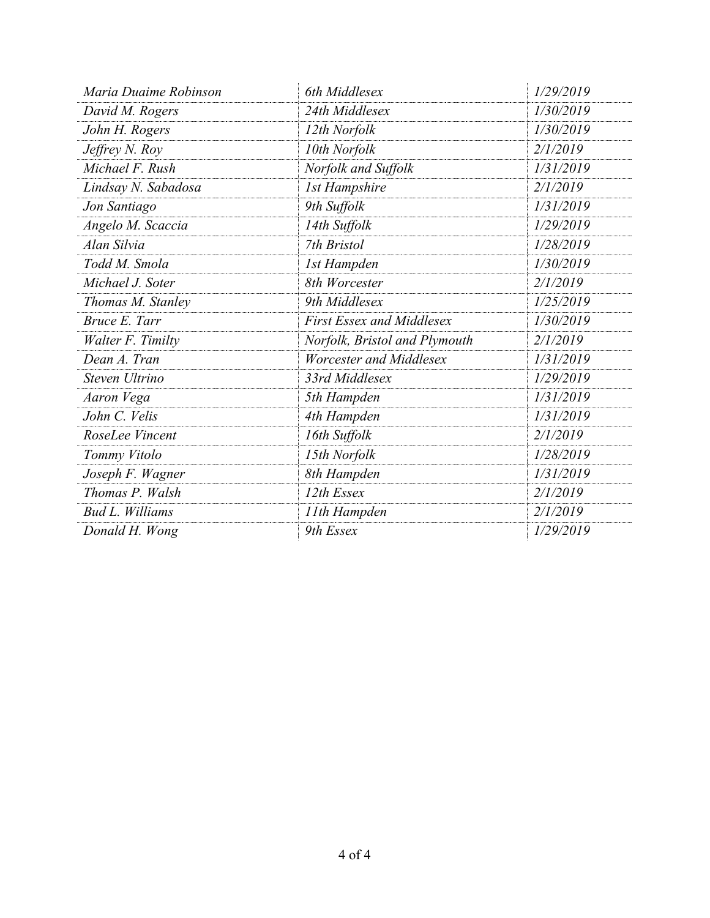| | | |
|---|---|---|
| *Maria Duaime Robinson* | *6th Middlesex* | *1/29/2019* |
| *David M. Rogers* | *24th Middlesex* | *1/30/2019* |
| *John H. Rogers* | *12th Norfolk* | *1/30/2019* |
| *Jeffrey N. Roy* | *10th Norfolk* | *2/1/2019* |
| *Michael F. Rush* | *Norfolk and Suffolk* | *1/31/2019* |
| *Lindsay N. Sabadosa* | *1st Hampshire* | *2/1/2019* |
| *Jon Santiago* | *9th Suffolk* | *1/31/2019* |
| *Angelo M. Scaccia* | *14th Suffolk* | *1/29/2019* |
| *Alan Silvia* | *7th Bristol* | *1/28/2019* |
| *Todd M. Smola* | *1st Hampden* | *1/30/2019* |
| *Michael J. Soter* | *8th Worcester* | *2/1/2019* |
| *Thomas M. Stanley* | *9th Middlesex* | *1/25/2019* |
| *Bruce E. Tarr* | *First Essex and Middlesex* | *1/30/2019* |
| *Walter F. Timilty* | *Norfolk, Bristol and Plymouth* | *2/1/2019* |
| *Dean A. Tran* | *Worcester and Middlesex* | *1/31/2019* |
| *Steven Ultrino* | *33rd Middlesex* | *1/29/2019* |
| *Aaron Vega* | *5th Hampden* | *1/31/2019* |
| *John C. Velis* | *4th Hampden* | *1/31/2019* |
| *RoseLee Vincent* | *16th Suffolk* | *2/1/2019* |
| *Tommy Vitolo* | *15th Norfolk* | *1/28/2019* |
| *Joseph F. Wagner* | *8th Hampden* | *1/31/2019* |
| *Thomas P. Walsh* | *12th Essex* | *2/1/2019* |
| *Bud L. Williams* | *11th Hampden* | *2/1/2019* |
| *Donald H. Wong* | *9th Essex* | *1/29/2019* |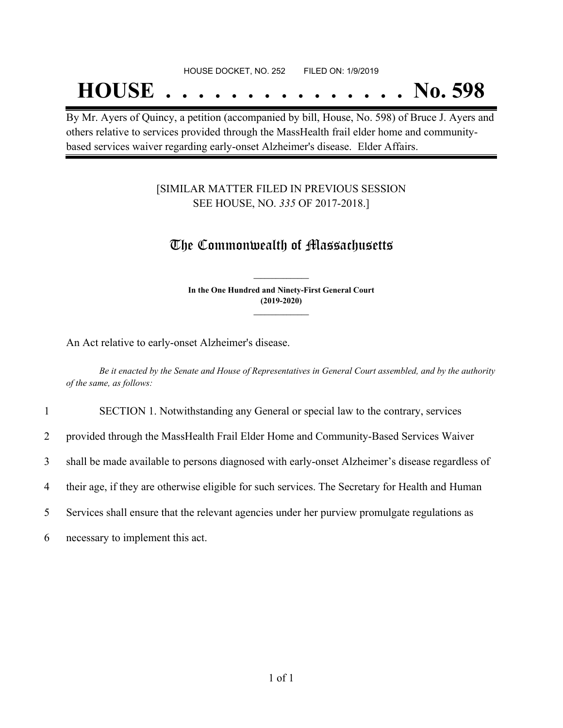HOUSE DOCKET, NO. 252 FILED ON: 1/9/2019

# HOUSE . . . . . . . . . . . . . . . No. 598

By Mr. Ayers of Quincy, a petition (accompanied by bill, House, No. 598) of Bruce J. Ayers and others relative to services provided through the MassHealth frail elder home and community-based services waiver regarding early-onset Alzheimer's disease. Elder Affairs.

[SIMILAR MATTER FILED IN PREVIOUS SESSION SEE HOUSE, NO. *335* OF 2017-2018.]

## The Commonwealth of Massachusetts

**In the One Hundred and Ninety-First General Court (2019-2020)**

An Act relative to early-onset Alzheimer's disease.

*Be it enacted by the Senate and House of Representatives in General Court assembled, and by the authority of the same, as follows:*

1 SECTION 1. Notwithstanding any General or special law to the contrary, services
2 provided through the MassHealth Frail Elder Home and Community-Based Services Waiver
3 shall be made available to persons diagnosed with early-onset Alzheimer's disease regardless of
4 their age, if they are otherwise eligible for such services. The Secretary for Health and Human
5 Services shall ensure that the relevant agencies under her purview promulgate regulations as
6 necessary to implement this act.